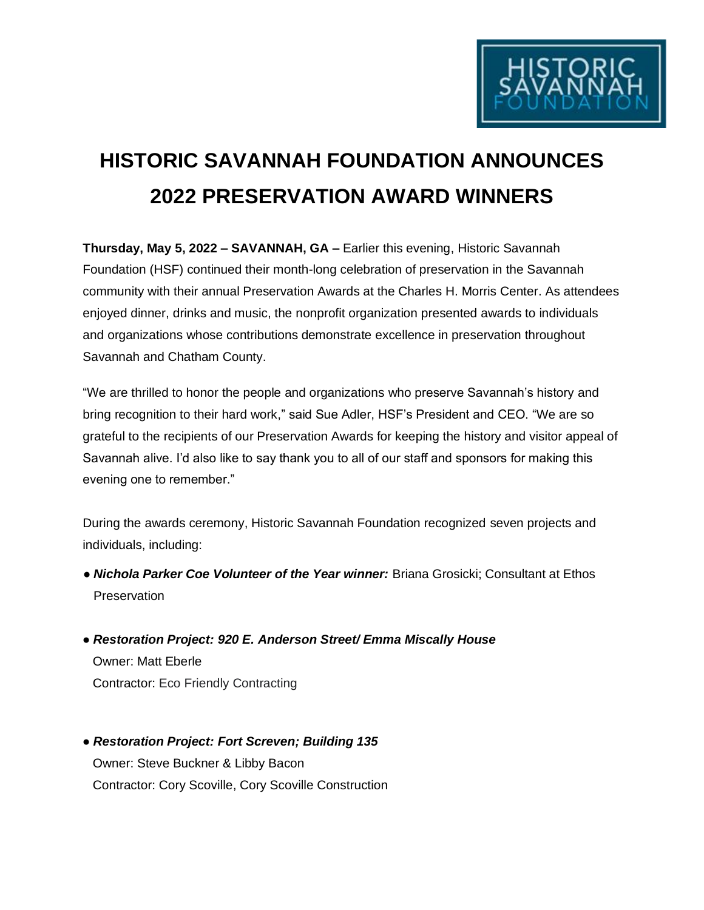HISTORIC SAVANNAH FOUNDATION

# HISTORIC SAVANNAH FOUNDATION ANNOUNCES 2022 PRESERVATION AWARD WINNERS

**Thursday, May 5, 2022 – SAVANNAH, GA –** Earlier this evening, Historic Savannah Foundation (HSF) continued their month-long celebration of preservation in the Savannah community with their annual Preservation Awards at the Charles H. Morris Center. As attendees enjoyed dinner, drinks and music, the nonprofit organization presented awards to individuals and organizations whose contributions demonstrate excellence in preservation throughout Savannah and Chatham County.

“We are thrilled to honor the people and organizations who preserve Savannah’s history and bring recognition to their hard work,” said Sue Adler, HSF’s President and CEO. “We are so grateful to the recipients of our Preservation Awards for keeping the history and visitor appeal of Savannah alive. I’d also like to say thank you to all of our staff and sponsors for making this evening one to remember.”

During the awards ceremony, Historic Savannah Foundation recognized seven projects and individuals, including:

- ***Nichola Parker Coe Volunteer of the Year winner:*** Briana Grosicki; Consultant at Ethos Preservation

- ***Restoration Project: 920 E. Anderson Street/ Emma Miscally House***
  Owner: Matt Eberle
  Contractor: Eco Friendly Contracting

- ***Restoration Project: Fort Screven; Building 135***
  Owner: Steve Buckner & Libby Bacon
  Contractor: Cory Scoville, Cory Scoville Construction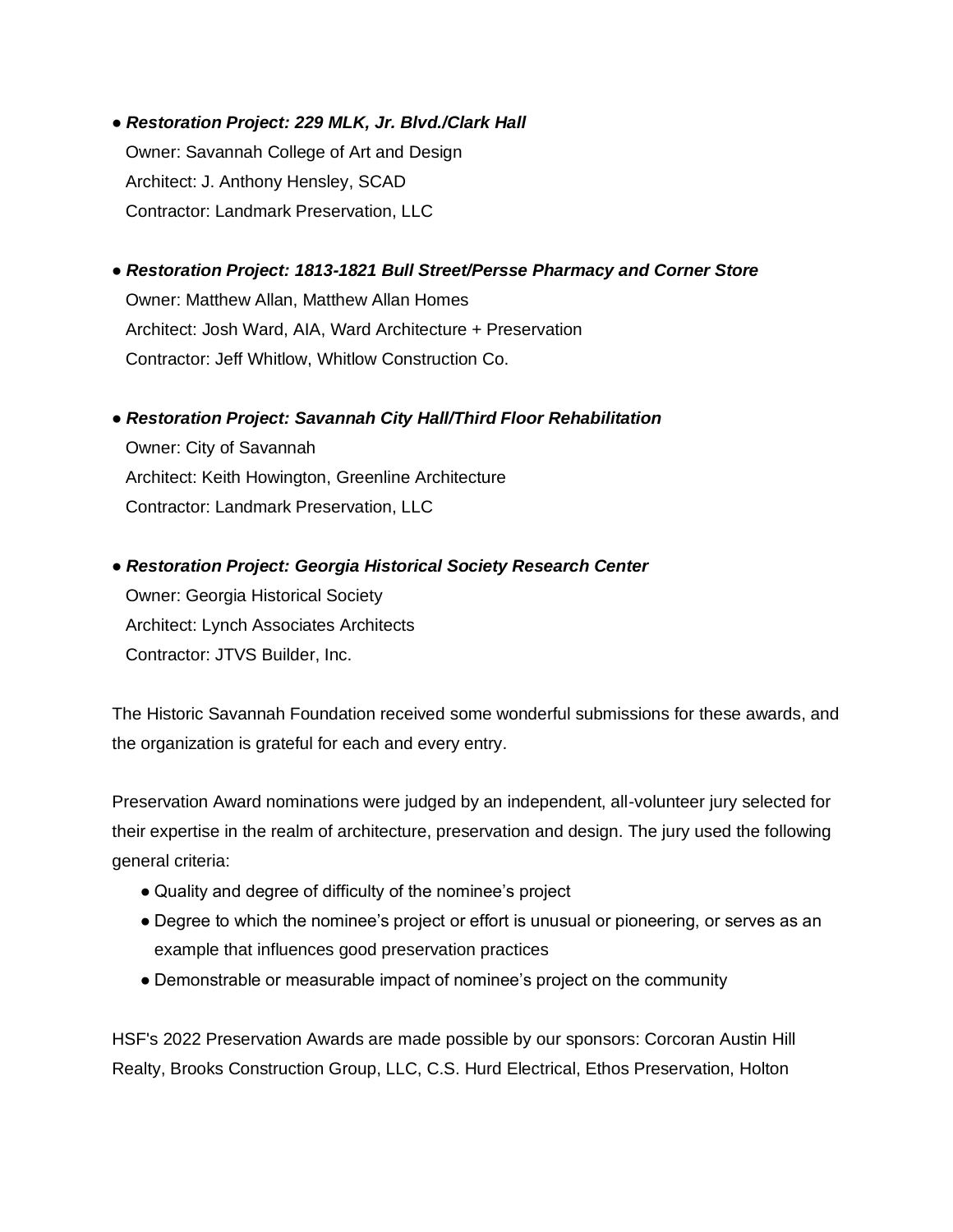- ***Restoration Project: 229 MLK, Jr. Blvd./Clark Hall***
  Owner: Savannah College of Art and Design
  Architect: J. Anthony Hensley, SCAD
  Contractor: Landmark Preservation, LLC

- ***Restoration Project: 1813-1821 Bull Street/Persse Pharmacy and Corner Store***
  Owner: Matthew Allan, Matthew Allan Homes
  Architect: Josh Ward, AIA, Ward Architecture + Preservation
  Contractor: Jeff Whitlow, Whitlow Construction Co.

- ***Restoration Project: Savannah City Hall/Third Floor Rehabilitation***
  Owner: City of Savannah
  Architect: Keith Howington, Greenline Architecture
  Contractor: Landmark Preservation, LLC

- ***Restoration Project: Georgia Historical Society Research Center***
  Owner: Georgia Historical Society
  Architect: Lynch Associates Architects
  Contractor: JTVS Builder, Inc.

The Historic Savannah Foundation received some wonderful submissions for these awards, and the organization is grateful for each and every entry.

Preservation Award nominations were judged by an independent, all-volunteer jury selected for their expertise in the realm of architecture, preservation and design. The jury used the following general criteria:

- Quality and degree of difficulty of the nominee's project
- Degree to which the nominee's project or effort is unusual or pioneering, or serves as an example that influences good preservation practices
- Demonstrable or measurable impact of nominee's project on the community

HSF's 2022 Preservation Awards are made possible by our sponsors: Corcoran Austin Hill Realty, Brooks Construction Group, LLC, C.S. Hurd Electrical, Ethos Preservation, Holton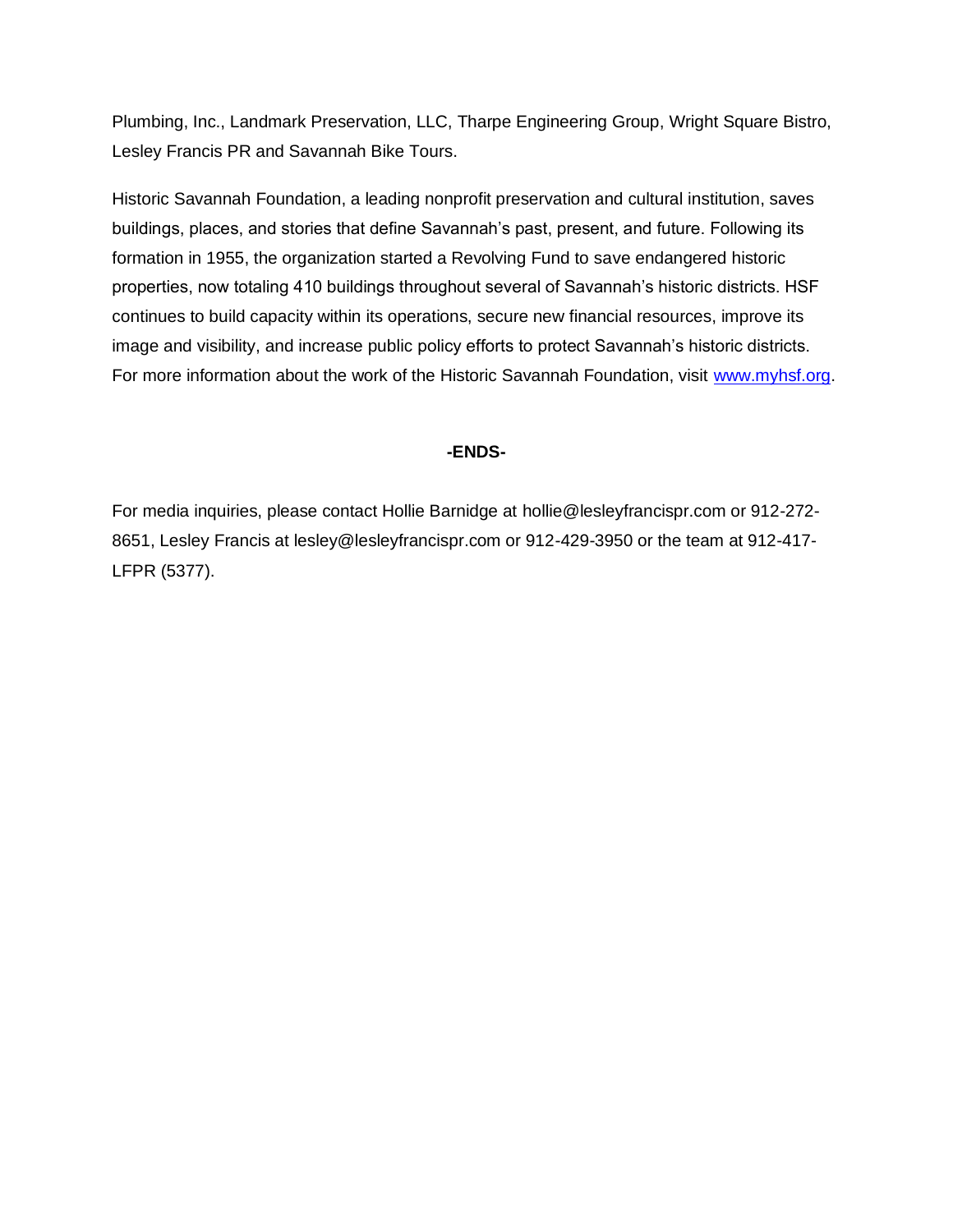Plumbing, Inc., Landmark Preservation, LLC, Tharpe Engineering Group, Wright Square Bistro, Lesley Francis PR and Savannah Bike Tours.

Historic Savannah Foundation, a leading nonprofit preservation and cultural institution, saves buildings, places, and stories that define Savannah's past, present, and future. Following its formation in 1955, the organization started a Revolving Fund to save endangered historic properties, now totaling 410 buildings throughout several of Savannah's historic districts. HSF continues to build capacity within its operations, secure new financial resources, improve its image and visibility, and increase public policy efforts to protect Savannah's historic districts. For more information about the work of the Historic Savannah Foundation, visit [www.myhsf.org](http://www.myhsf.org).

**-ENDS-**

For media inquiries, please contact Hollie Barnidge at hollie@lesleyfrancispr.com or 912-272-8651, Lesley Francis at lesley@lesleyfrancispr.com or 912-429-3950 or the team at 912-417-LFPR (5377).